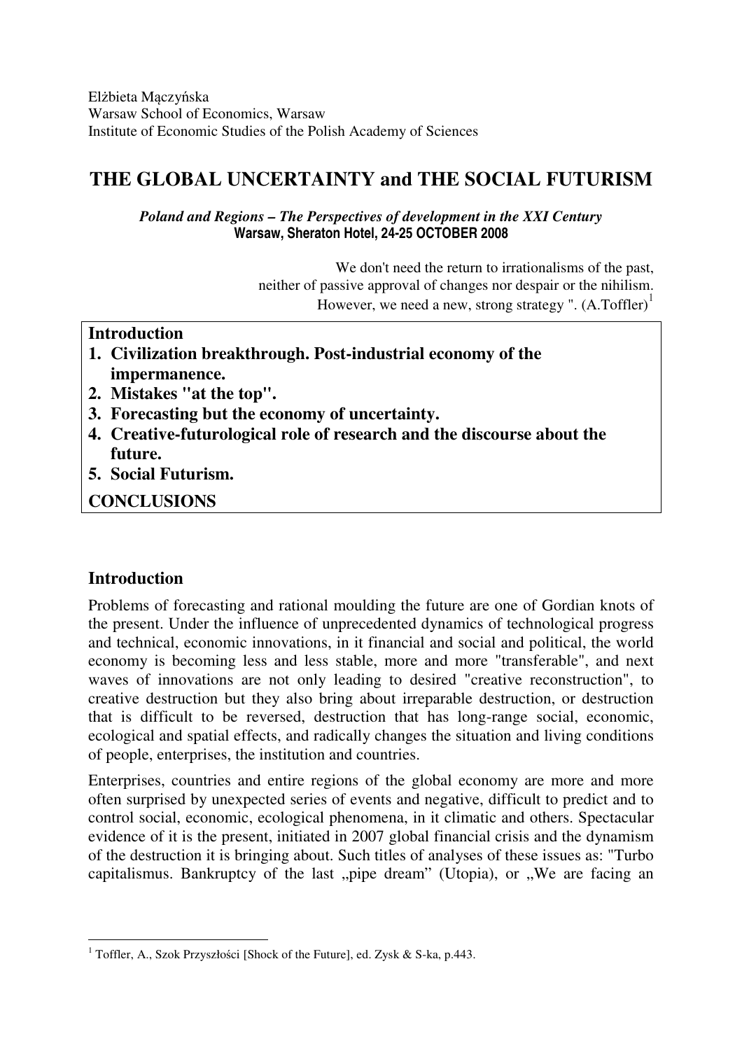Elżbieta Mączyńska
Warsaw School of Economics, Warsaw
Institute of Economic Studies of the Polish Academy of Sciences

# THE GLOBAL UNCERTAINTY and THE SOCIAL FUTURISM

***Poland and Regions – The Perspectives of development in the XXI Century***
**Warsaw, Sheraton Hotel, 24-25 OCTOBER 2008**

> We don't need the return to irrationalisms of the past,
> neither of passive approval of changes nor despair or the nihilism.
> However, we need a new, strong strategy ". (A.Toffler)[1]

**Introduction**

1. **Civilization breakthrough. Post-industrial economy of the impermanence.**
2. **Mistakes "at the top".**
3. **Forecasting but the economy of uncertainty.**
4. **Creative-futurological role of research and the discourse about the future.**
5. **Social Futurism.**

**CONCLUSIONS**

## Introduction

Problems of forecasting and rational moulding the future are one of Gordian knots of the present. Under the influence of unprecedented dynamics of technological progress and technical, economic innovations, in it financial and social and political, the world economy is becoming less and less stable, more and more "transferable", and next waves of innovations are not only leading to desired "creative reconstruction", to creative destruction but they also bring about irreparable destruction, or destruction that is difficult to be reversed, destruction that has long-range social, economic, ecological and spatial effects, and radically changes the situation and living conditions of people, enterprises, the institution and countries.

Enterprises, countries and entire regions of the global economy are more and more often surprised by unexpected series of events and negative, difficult to predict and to control social, economic, ecological phenomena, in it climatic and others. Spectacular evidence of it is the present, initiated in 2007 global financial crisis and the dynamism of the destruction it is bringing about. Such titles of analyses of these issues as: "Turbo capitalismus. Bankruptcy of the last „pipe dream" (Utopia), or „We are facing an

---

[1] Toffler, A., Szok Przyszłości [Shock of the Future], ed. Zysk & S-ka, p.443.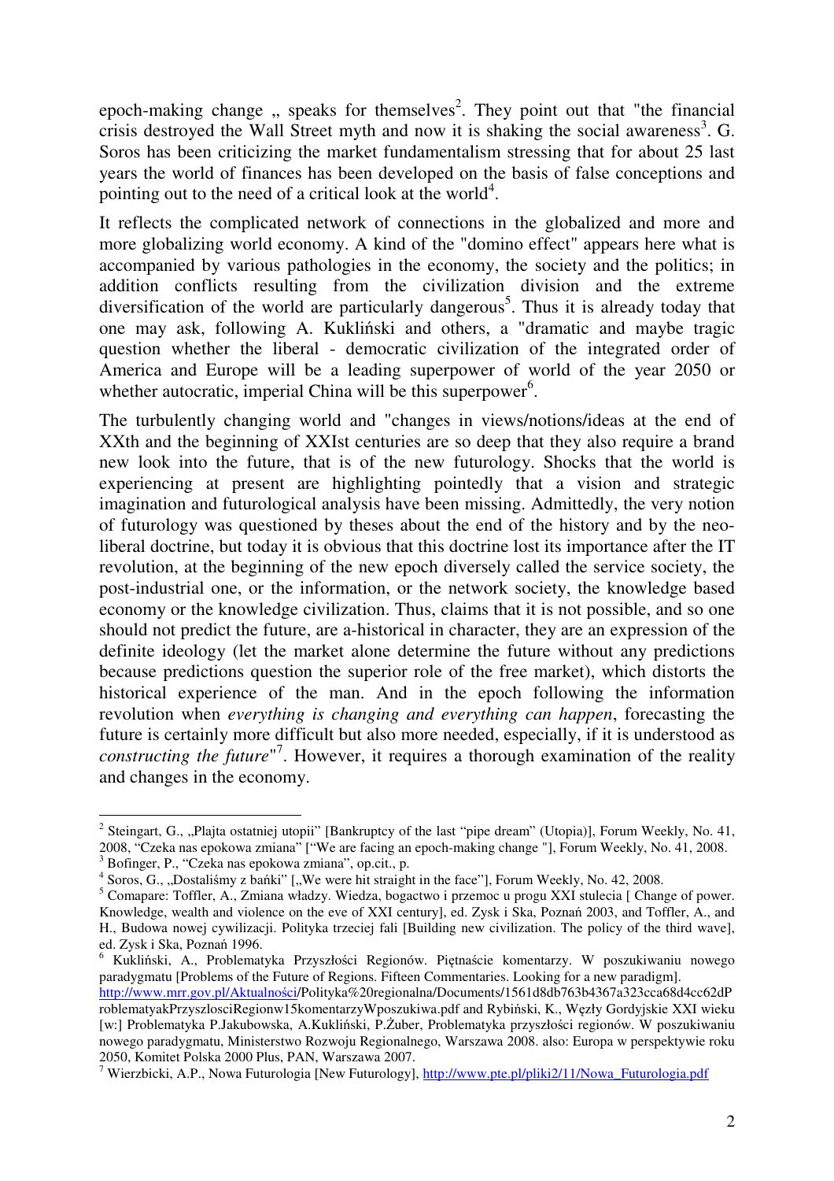epoch-making change „ speaks for themselves[2]. They point out that "the financial crisis destroyed the Wall Street myth and now it is shaking the social awareness[3]. G. Soros has been criticizing the market fundamentalism stressing that for about 25 last years the world of finances has been developed on the basis of false conceptions and pointing out to the need of a critical look at the world[4].

It reflects the complicated network of connections in the globalized and more and more globalizing world economy. A kind of the "domino effect" appears here what is accompanied by various pathologies in the economy, the society and the politics; in addition conflicts resulting from the civilization division and the extreme diversification of the world are particularly dangerous[5]. Thus it is already today that one may ask, following A. Kukliński and others, a "dramatic and maybe tragic question whether the liberal - democratic civilization of the integrated order of America and Europe will be a leading superpower of world of the year 2050 or whether autocratic, imperial China will be this superpower[6].

The turbulently changing world and "changes in views/notions/ideas at the end of XXth and the beginning of XXIst centuries are so deep that they also require a brand new look into the future, that is of the new futurology. Shocks that the world is experiencing at present are highlighting pointedly that a vision and strategic imagination and futurological analysis have been missing. Admittedly, the very notion of futurology was questioned by theses about the end of the history and by the neo-liberal doctrine, but today it is obvious that this doctrine lost its importance after the IT revolution, at the beginning of the new epoch diversely called the service society, the post-industrial one, or the information, or the network society, the knowledge based economy or the knowledge civilization. Thus, claims that it is not possible, and so one should not predict the future, are a-historical in character, they are an expression of the definite ideology (let the market alone determine the future without any predictions because predictions question the superior role of the free market), which distorts the historical experience of the man. And in the epoch following the information revolution when *everything is changing and everything can happen*, forecasting the future is certainly more difficult but also more needed, especially, if it is understood as *constructing the future*"[7]. However, it requires a thorough examination of the reality and changes in the economy.

---

[2] Steingart, G., „Plajta ostatniej utopii" [Bankruptcy of the last "pipe dream" (Utopia)], Forum Weekly, No. 41, 2008, "Czeka nas epokowa zmiana" ["We are facing an epoch-making change "], Forum Weekly, No. 41, 2008.

[3] Bofinger, P., "Czeka nas epokowa zmiana", op.cit., p.

[4] Soros, G., „Dostaliśmy z bańki" [„We were hit straight in the face"], Forum Weekly, No. 42, 2008.

[5] Comapare: Toffler, A., Zmiana władzy. Wiedza, bogactwo i przemoc u progu XXI stulecia [ Change of power. Knowledge, wealth and violence on the eve of XXI century], ed. Zysk i Ska, Poznań 2003, and Toffler, A., and H., Budowa nowej cywilizacji. Polityka trzeciej fali [Building new civilization. The policy of the third wave], ed. Zysk i Ska, Poznań 1996.

[6] Kukliński, A., Problematyka Przyszłości Regionów. Piętnaście komentarzy. W poszukiwaniu nowego paradygmatu [Problems of the Future of Regions. Fifteen Commentaries. Looking for a new paradigm]. http://www.mrr.gov.pl/Aktualności/Polityka%20regionalna/Documents/1561d8db763b4367a323cca68d4cc62dProblematyakPrzyszlosciRegionw15komentarzyWposzukiwa.pdf and Rybiński, K., Węzły Gordyjskie XXI wieku [w:] Problematyka P.Jakubowska, A.Kukliński, P.Żuber, Problematyka przyszłości regionów. W poszukiwaniu nowego paradygmatu, Ministerstwo Rozwoju Regionalnego, Warszawa 2008. also: Europa w perspektywie roku 2050, Komitet Polska 2000 Plus, PAN, Warszawa 2007.

[7] Wierzbicki, A.P., Nowa Futurologia [New Futurology], http://www.pte.pl/pliki2/11/Nowa_Futurologia.pdf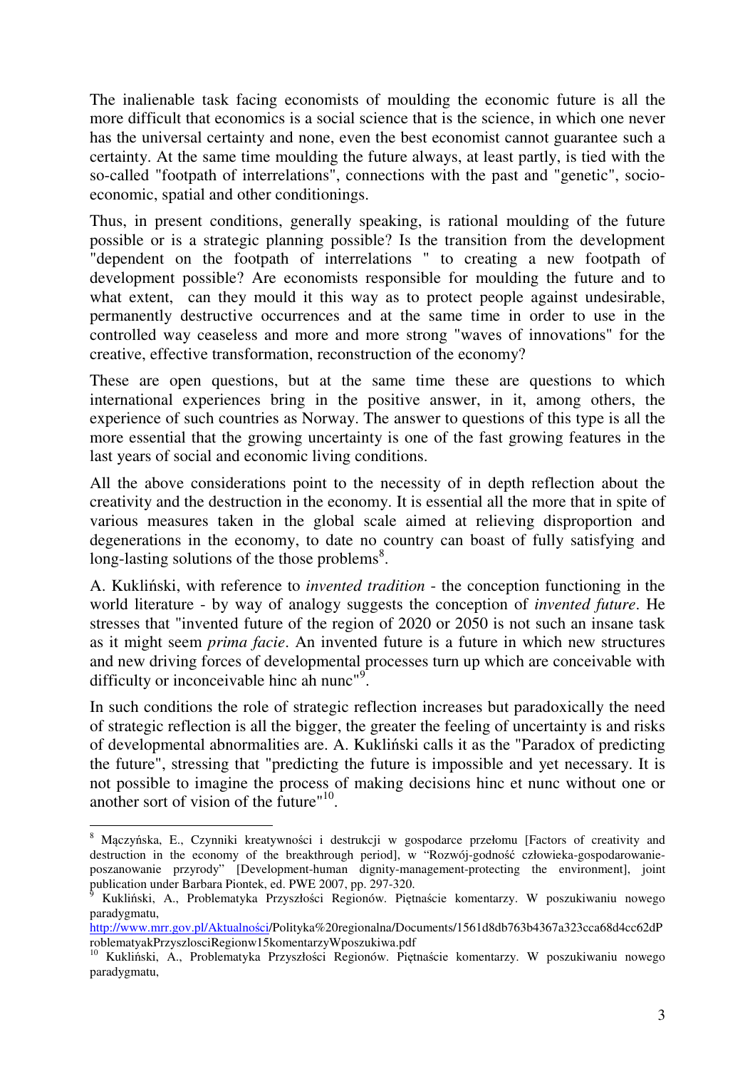The inalienable task facing economists of moulding the economic future is all the more difficult that economics is a social science that is the science, in which one never has the universal certainty and none, even the best economist cannot guarantee such a certainty. At the same time moulding the future always, at least partly, is tied with the so-called "footpath of interrelations", connections with the past and "genetic", socio-economic, spatial and other conditionings.

Thus, in present conditions, generally speaking, is rational moulding of the future possible or is a strategic planning possible? Is the transition from the development "dependent on the footpath of interrelations " to creating a new footpath of development possible? Are economists responsible for moulding the future and to what extent, can they mould it this way as to protect people against undesirable, permanently destructive occurrences and at the same time in order to use in the controlled way ceaseless and more and more strong "waves of innovations" for the creative, effective transformation, reconstruction of the economy?

These are open questions, but at the same time these are questions to which international experiences bring in the positive answer, in it, among others, the experience of such countries as Norway. The answer to questions of this type is all the more essential that the growing uncertainty is one of the fast growing features in the last years of social and economic living conditions.

All the above considerations point to the necessity of in depth reflection about the creativity and the destruction in the economy. It is essential all the more that in spite of various measures taken in the global scale aimed at relieving disproportion and degenerations in the economy, to date no country can boast of fully satisfying and long-lasting solutions of the those problems[8].

A. Kukliński, with reference to *invented tradition* - the conception functioning in the world literature - by way of analogy suggests the conception of *invented future*. He stresses that "invented future of the region of 2020 or 2050 is not such an insane task as it might seem *prima facie*. An invented future is a future in which new structures and new driving forces of developmental processes turn up which are conceivable with difficulty or inconceivable hinc ah nunc"[9].

In such conditions the role of strategic reflection increases but paradoxically the need of strategic reflection is all the bigger, the greater the feeling of uncertainty is and risks of developmental abnormalities are. A. Kukliński calls it as the "Paradox of predicting the future", stressing that "predicting the future is impossible and yet necessary. It is not possible to imagine the process of making decisions hinc et nunc without one or another sort of vision of the future"[10].

---

[8] Mączyńska, E., Czynniki kreatywności i destrukcji w gospodarce przełomu [Factors of creativity and destruction in the economy of the breakthrough period], w "Rozwój-godność człowieka-gospodarowanie-poszanowanie przyrody" [Development-human dignity-management-protecting the environment], joint publication under Barbara Piontek, ed. PWE 2007, pp. 297-320.

[9] Kukliński, A., Problematyka Przyszłości Regionów. Piętnaście komentarzy. W poszukiwaniu nowego paradygmatu, http://www.mrr.gov.pl/Aktualności/Polityka%20regionalna/Documents/1561d8db763b4367a323cca68d4cc62dProblematyakPrzyszlosciRegionw15komentarzyWposzukiwa.pdf

[10] Kukliński, A., Problematyka Przyszłości Regionów. Piętnaście komentarzy. W poszukiwaniu nowego paradygmatu,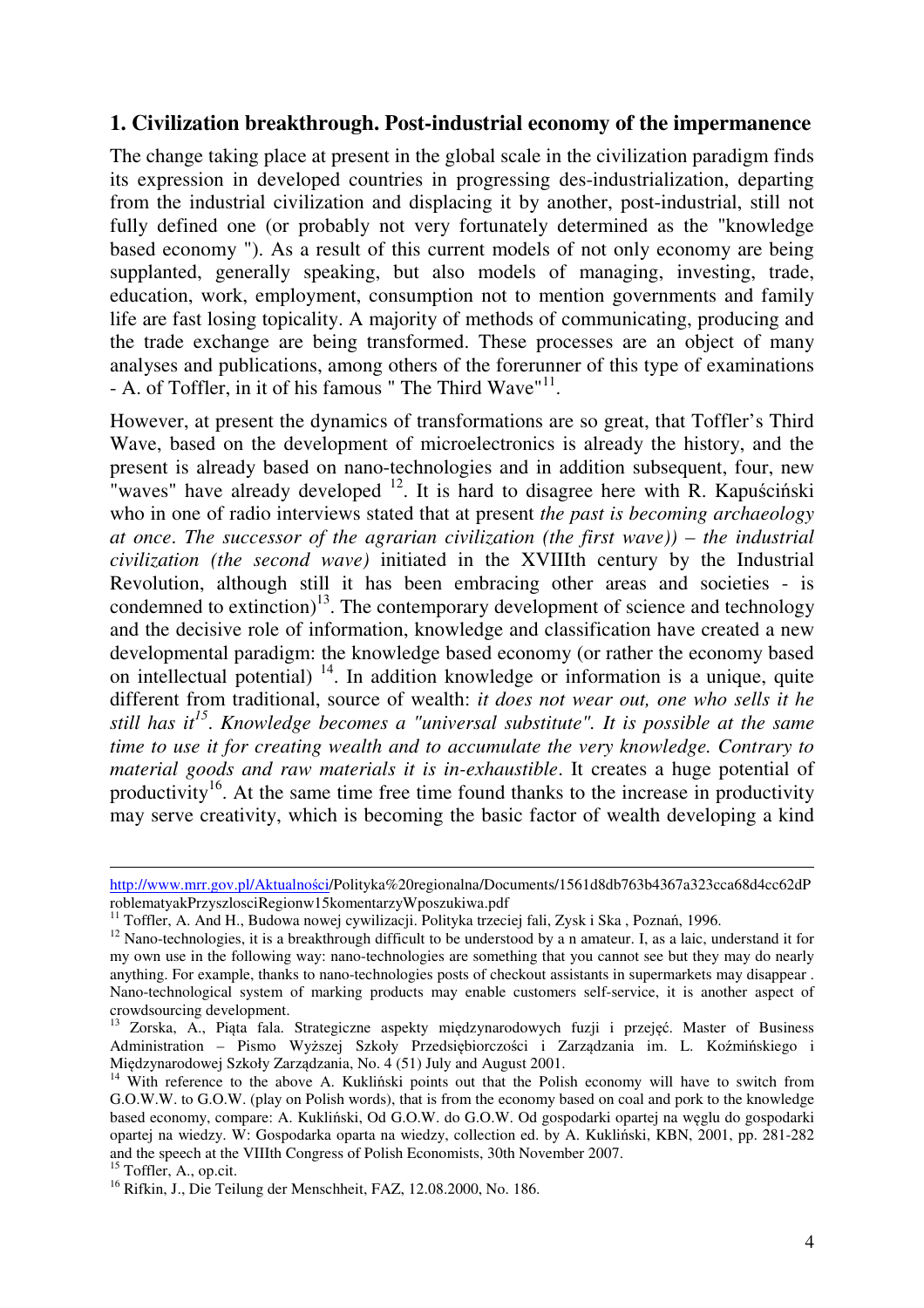## 1. Civilization breakthrough. Post-industrial economy of the impermanence

The change taking place at present in the global scale in the civilization paradigm finds its expression in developed countries in progressing des-industrialization, departing from the industrial civilization and displacing it by another, post-industrial, still not fully defined one (or probably not very fortunately determined as the "knowledge based economy "). As a result of this current models of not only economy are being supplanted, generally speaking, but also models of managing, investing, trade, education, work, employment, consumption not to mention governments and family life are fast losing topicality. A majority of methods of communicating, producing and the trade exchange are being transformed. These processes are an object of many analyses and publications, among others of the forerunner of this type of examinations - A. of Toffler, in it of his famous " The Third Wave"[11].

However, at present the dynamics of transformations are so great, that Toffler's Third Wave, based on the development of microelectronics is already the history, and the present is already based on nano-technologies and in addition subsequent, four, new "waves" have already developed [12]. It is hard to disagree here with R. Kapuściński who in one of radio interviews stated that at present *the past is becoming archaeology at once*. *The successor of the agrarian civilization (the first wave)) – the industrial civilization (the second wave)* initiated in the XVIIIth century by the Industrial Revolution, although still it has been embracing other areas and societies - is condemned to extinction)[13]. The contemporary development of science and technology and the decisive role of information, knowledge and classification have created a new developmental paradigm: the knowledge based economy (or rather the economy based on intellectual potential) [14]. In addition knowledge or information is a unique, quite different from traditional, source of wealth: *it does not wear out, one who sells it he still has it*[15]. *Knowledge becomes a "universal substitute". It is possible at the same time to use it for creating wealth and to accumulate the very knowledge. Contrary to material goods and raw materials it is in-exhaustible*. It creates a huge potential of productivity[16]. At the same time free time found thanks to the increase in productivity may serve creativity, which is becoming the basic factor of wealth developing a kind

---

http://www.mrr.gov.pl/Aktualności/Polityka%20regionalna/Documents/1561d8db763b4367a323cca68d4cc62dProblematyakPrzyszlosciRegionw15komentarzyWposzukiwa.pdf

[11] Toffler, A. And H., Budowa nowej cywilizacji. Polityka trzeciej fali, Zysk i Ska , Poznań, 1996.

[12] Nano-technologies, it is a breakthrough difficult to be understood by a n amateur. I, as a laic, understand it for my own use in the following way: nano-technologies are something that you cannot see but they may do nearly anything. For example, thanks to nano-technologies posts of checkout assistants in supermarkets may disappear . Nano-technological system of marking products may enable customers self-service, it is another aspect of crowdsourcing development.

[13] Zorska, A., Piąta fala. Strategiczne aspekty międzynarodowych fuzji i przejęć. Master of Business Administration – Pismo Wyższej Szkoły Przedsiębiorczości i Zarządzania im. L. Koźmińskiego i Międzynarodowej Szkoły Zarządzania, No. 4 (51) July and August 2001.

[14] With reference to the above A. Kukliński points out that the Polish economy will have to switch from G.O.W.W. to G.O.W. (play on Polish words), that is from the economy based on coal and pork to the knowledge based economy, compare: A. Kukliński, Od G.O.W. do G.O.W. Od gospodarki opartej na węglu do gospodarki opartej na wiedzy. W: Gospodarka oparta na wiedzy, collection ed. by A. Kukliński, KBN, 2001, pp. 281-282 and the speech at the VIIIth Congress of Polish Economists, 30th November 2007.

[15] Toffler, A., op.cit.

[16] Rifkin, J., Die Teilung der Menschheit, FAZ, 12.08.2000, No. 186.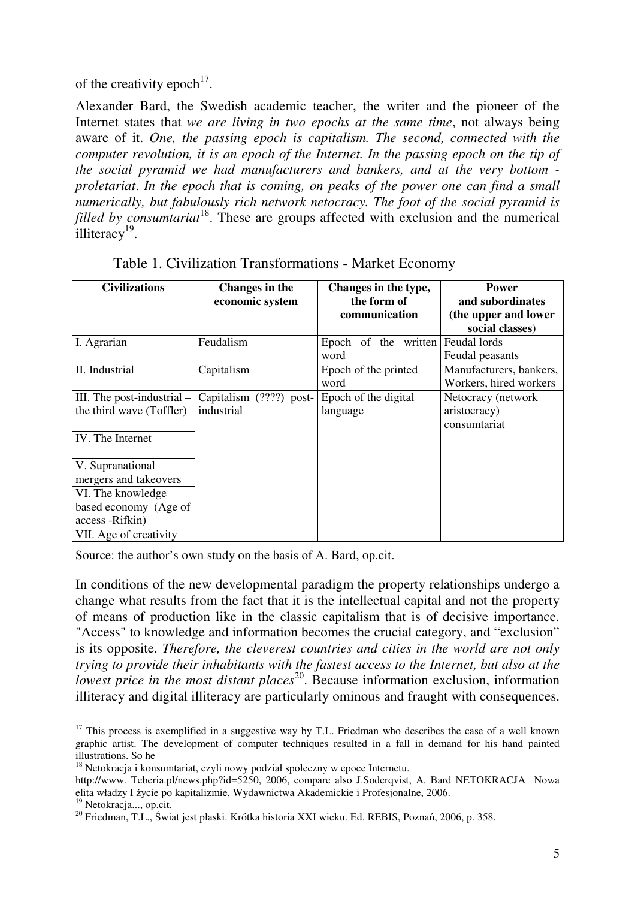of the creativity epoch[17].

Alexander Bard, the Swedish academic teacher, the writer and the pioneer of the Internet states that *we are living in two epochs at the same time*, not always being aware of it. *One, the passing epoch is capitalism. The second, connected with the computer revolution, it is an epoch of the Internet. In the passing epoch on the tip of the social pyramid we had manufacturers and bankers, and at the very bottom - proletariat. In the epoch that is coming, on peaks of the power one can find a small numerically, but fabulously rich network netocracy. The foot of the social pyramid is filled by consumtariat*[18]. These are groups affected with exclusion and the numerical illiteracy[19].

Table 1. Civilization Transformations - Market Economy

| Civilizations | Changes in the economic system | Changes in the type, the form of communication | Power and subordinates (the upper and lower social classes) |
|---|---|---|---|
| I. Agrarian | Feudalism | Epoch of the written word | Feudal lords<br>Feudal peasants |
| II. Industrial | Capitalism | Epoch of the printed word | Manufacturers, bankers,<br>Workers, hired workers |
| III. The post-industrial – the third wave (Toffler) | Capitalism (????) post-industrial | Epoch of the digital language | Netocracy (network aristocracy)<br>consumtariat |
| IV. The Internet | | | |
| V. Supranational mergers and takeovers | | | |
| VI. The knowledge based economy (Age of access -Rifkin) | | | |
| VII. Age of creativity | | | |

Source: the author's own study on the basis of A. Bard, op.cit.

In conditions of the new developmental paradigm the property relationships undergo a change what results from the fact that it is the intellectual capital and not the property of means of production like in the classic capitalism that is of decisive importance. "Access" to knowledge and information becomes the crucial category, and "exclusion" is its opposite. *Therefore, the cleverest countries and cities in the world are not only trying to provide their inhabitants with the fastest access to the Internet, but also at the lowest price in the most distant places*[20]. Because information exclusion, information illiteracy and digital illiteracy are particularly ominous and fraught with consequences.

---

[17] This process is exemplified in a suggestive way by T.L. Friedman who describes the case of a well known graphic artist. The development of computer techniques resulted in a fall in demand for his hand painted illustrations. So he

[18] Netokracja i konsumtariat, czyli nowy podział społeczny w epoce Internetu. http://www. Teberia.pl/news.php?id=5250, 2006, compare also J.Soderqvist, A. Bard NETOKRACJA Nowa elita władzy I życie po kapitalizmie, Wydawnictwa Akademickie i Profesjonalne, 2006.

[19] Netokracja..., op.cit.

[20] Friedman, T.L., Świat jest płaski. Krótka historia XXI wieku. Ed. REBIS, Poznań, 2006, p. 358.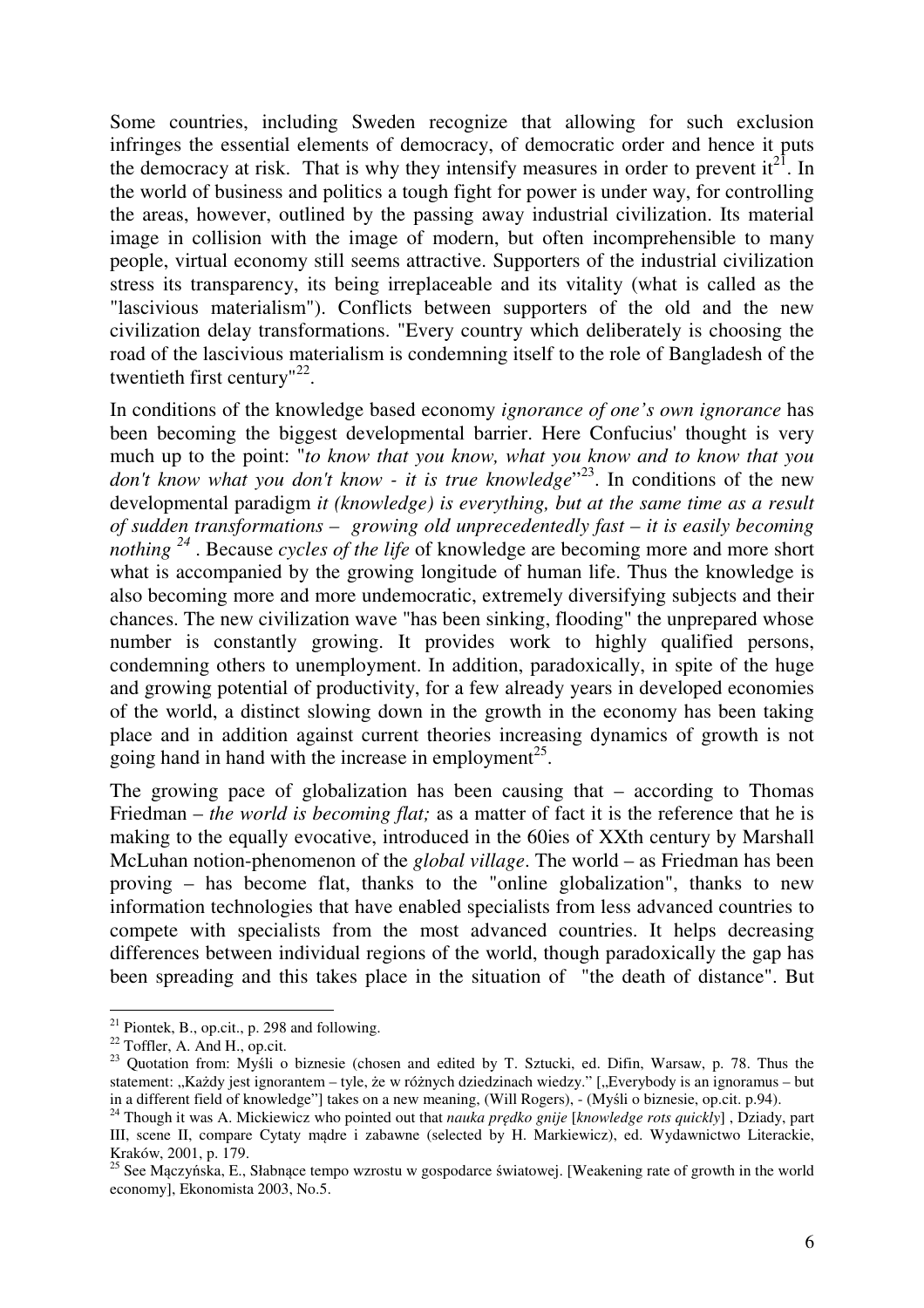Some countries, including Sweden recognize that allowing for such exclusion infringes the essential elements of democracy, of democratic order and hence it puts the democracy at risk. That is why they intensify measures in order to prevent it[21]. In the world of business and politics a tough fight for power is under way, for controlling the areas, however, outlined by the passing away industrial civilization. Its material image in collision with the image of modern, but often incomprehensible to many people, virtual economy still seems attractive. Supporters of the industrial civilization stress its transparency, its being irreplaceable and its vitality (what is called as the "lascivious materialism"). Conflicts between supporters of the old and the new civilization delay transformations. "Every country which deliberately is choosing the road of the lascivious materialism is condemning itself to the role of Bangladesh of the twentieth first century"[22].

In conditions of the knowledge based economy *ignorance of one's own ignorance* has been becoming the biggest developmental barrier. Here Confucius' thought is very much up to the point: "*to know that you know, what you know and to know that you don't know what you don't know - it is true knowledge*"[23]. In conditions of the new developmental paradigm *it (knowledge) is everything, but at the same time as a result of sudden transformations – growing old unprecedentedly fast – it is easily becoming nothing* [24] . Because *cycles of the life* of knowledge are becoming more and more short what is accompanied by the growing longitude of human life. Thus the knowledge is also becoming more and more undemocratic, extremely diversifying subjects and their chances. The new civilization wave "has been sinking, flooding" the unprepared whose number is constantly growing. It provides work to highly qualified persons, condemning others to unemployment. In addition, paradoxically, in spite of the huge and growing potential of productivity, for a few already years in developed economies of the world, a distinct slowing down in the growth in the economy has been taking place and in addition against current theories increasing dynamics of growth is not going hand in hand with the increase in employment[25].

The growing pace of globalization has been causing that – according to Thomas Friedman – *the world is becoming flat;* as a matter of fact it is the reference that he is making to the equally evocative, introduced in the 60ies of XXth century by Marshall McLuhan notion-phenomenon of the *global village*. The world – as Friedman has been proving – has become flat, thanks to the "online globalization", thanks to new information technologies that have enabled specialists from less advanced countries to compete with specialists from the most advanced countries. It helps decreasing differences between individual regions of the world, though paradoxically the gap has been spreading and this takes place in the situation of "the death of distance". But

---

[21] Piontek, B., op.cit., p. 298 and following.

[22] Toffler, A. And H., op.cit.

[23] Quotation from: Myśli o biznesie (chosen and edited by T. Sztucki, ed. Difin, Warsaw, p. 78. Thus the statement: „Każdy jest ignorantem – tyle, że w różnych dziedzinach wiedzy." [„Everybody is an ignoramus – but in a different field of knowledge"] takes on a new meaning, (Will Rogers), - (Myśli o biznesie, op.cit. p.94).

[24] Though it was A. Mickiewicz who pointed out that *nauka prędko gnije* [*knowledge rots quickly*] , Dziady, part III, scene II, compare Cytaty mądre i zabawne (selected by H. Markiewicz), ed. Wydawnictwo Literackie, Kraków, 2001, p. 179.

[25] See Mączyńska, E., Słabnące tempo wzrostu w gospodarce światowej. [Weakening rate of growth in the world economy], Ekonomista 2003, No.5.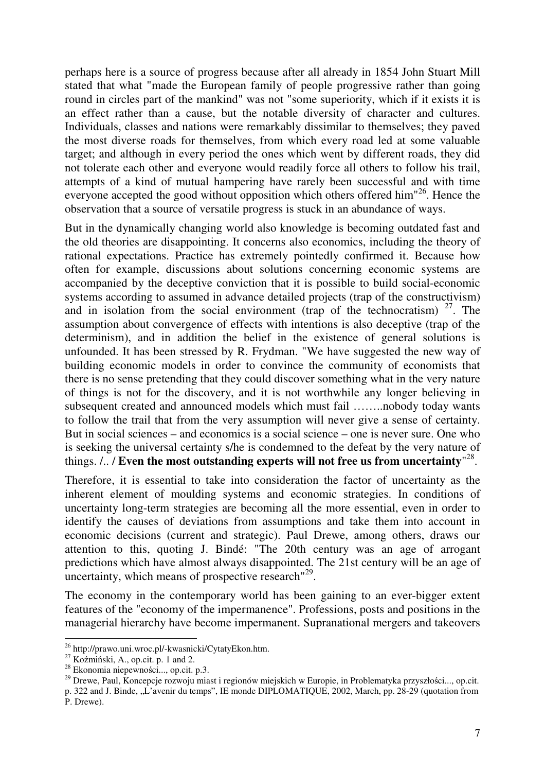perhaps here is a source of progress because after all already in 1854 John Stuart Mill stated that what "made the European family of people progressive rather than going round in circles part of the mankind" was not "some superiority, which if it exists it is an effect rather than a cause, but the notable diversity of character and cultures. Individuals, classes and nations were remarkably dissimilar to themselves; they paved the most diverse roads for themselves, from which every road led at some valuable target; and although in every period the ones which went by different roads, they did not tolerate each other and everyone would readily force all others to follow his trail, attempts of a kind of mutual hampering have rarely been successful and with time everyone accepted the good without opposition which others offered him"[26]. Hence the observation that a source of versatile progress is stuck in an abundance of ways.

But in the dynamically changing world also knowledge is becoming outdated fast and the old theories are disappointing. It concerns also economics, including the theory of rational expectations. Practice has extremely pointedly confirmed it. Because how often for example, discussions about solutions concerning economic systems are accompanied by the deceptive conviction that it is possible to build social-economic systems according to assumed in advance detailed projects (trap of the constructivism) and in isolation from the social environment (trap of the technocratism) [27]. The assumption about convergence of effects with intentions is also deceptive (trap of the determinism), and in addition the belief in the existence of general solutions is unfounded. It has been stressed by R. Frydman. "We have suggested the new way of building economic models in order to convince the community of economists that there is no sense pretending that they could discover something what in the very nature of things is not for the discovery, and it is not worthwhile any longer believing in subsequent created and announced models which must fail ……..nobody today wants to follow the trail that from the very assumption will never give a sense of certainty. But in social sciences – and economics is a social science – one is never sure. One who is seeking the universal certainty s/he is condemned to the defeat by the very nature of things. /.. / **Even the most outstanding experts will not free us from uncertainty**"[28].

Therefore, it is essential to take into consideration the factor of uncertainty as the inherent element of moulding systems and economic strategies. In conditions of uncertainty long-term strategies are becoming all the more essential, even in order to identify the causes of deviations from assumptions and take them into account in economic decisions (current and strategic). Paul Drewe, among others, draws our attention to this, quoting J. Bindé: "The 20th century was an age of arrogant predictions which have almost always disappointed. The 21st century will be an age of uncertainty, which means of prospective research"[29].

The economy in the contemporary world has been gaining to an ever-bigger extent features of the "economy of the impermanence". Professions, posts and positions in the managerial hierarchy have become impermanent. Supranational mergers and takeovers

---

[26] http://prawo.uni.wroc.pl/-kwasnicki/CytatyEkon.htm.

[27] Koźmiński, A., op.cit. p. 1 and 2.

[28] Ekonomia niepewności..., op.cit. p.3.

[29] Drewe, Paul, Koncepcje rozwoju miast i regionów miejskich w Europie, in Problematyka przyszłości..., op.cit. p. 322 and J. Binde, „L'avenir du temps", IE monde DIPLOMATIQUE, 2002, March, pp. 28-29 (quotation from P. Drewe).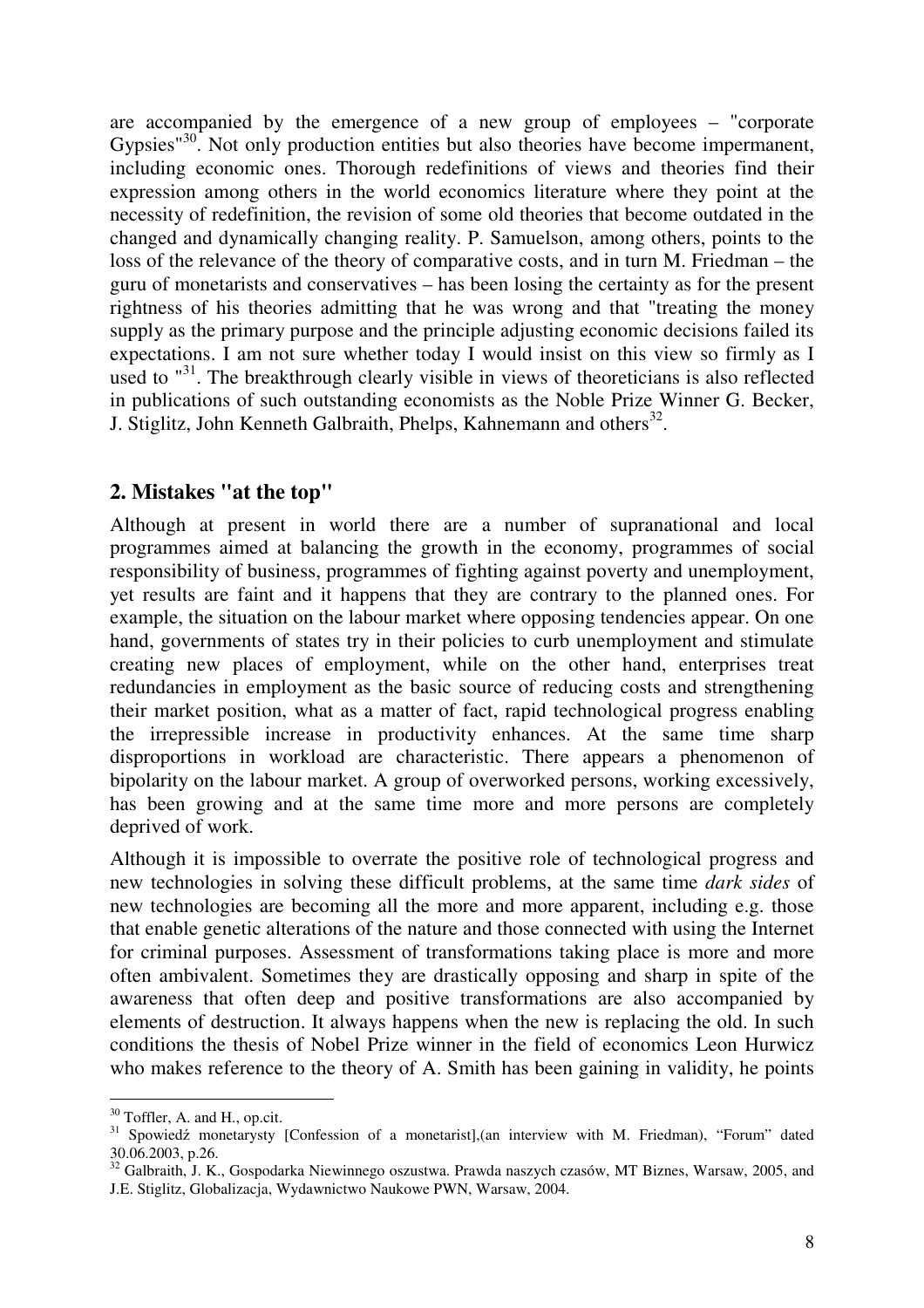are accompanied by the emergence of a new group of employees – "corporate Gypsies"[30]. Not only production entities but also theories have become impermanent, including economic ones. Thorough redefinitions of views and theories find their expression among others in the world economics literature where they point at the necessity of redefinition, the revision of some old theories that become outdated in the changed and dynamically changing reality. P. Samuelson, among others, points to the loss of the relevance of the theory of comparative costs, and in turn M. Friedman – the guru of monetarists and conservatives – has been losing the certainty as for the present rightness of his theories admitting that he was wrong and that "treating the money supply as the primary purpose and the principle adjusting economic decisions failed its expectations. I am not sure whether today I would insist on this view so firmly as I used to "[31]. The breakthrough clearly visible in views of theoreticians is also reflected in publications of such outstanding economists as the Noble Prize Winner G. Becker, J. Stiglitz, John Kenneth Galbraith, Phelps, Kahnemann and others[32].

## 2. Mistakes "at the top"

Although at present in world there are a number of supranational and local programmes aimed at balancing the growth in the economy, programmes of social responsibility of business, programmes of fighting against poverty and unemployment, yet results are faint and it happens that they are contrary to the planned ones. For example, the situation on the labour market where opposing tendencies appear. On one hand, governments of states try in their policies to curb unemployment and stimulate creating new places of employment, while on the other hand, enterprises treat redundancies in employment as the basic source of reducing costs and strengthening their market position, what as a matter of fact, rapid technological progress enabling the irrepressible increase in productivity enhances. At the same time sharp disproportions in workload are characteristic. There appears a phenomenon of bipolarity on the labour market. A group of overworked persons, working excessively, has been growing and at the same time more and more persons are completely deprived of work.

Although it is impossible to overrate the positive role of technological progress and new technologies in solving these difficult problems, at the same time *dark sides* of new technologies are becoming all the more and more apparent, including e.g. those that enable genetic alterations of the nature and those connected with using the Internet for criminal purposes. Assessment of transformations taking place is more and more often ambivalent. Sometimes they are drastically opposing and sharp in spite of the awareness that often deep and positive transformations are also accompanied by elements of destruction. It always happens when the new is replacing the old. In such conditions the thesis of Nobel Prize winner in the field of economics Leon Hurwicz who makes reference to the theory of A. Smith has been gaining in validity, he points

---

[30] Toffler, A. and H., op.cit.

[31] Spowiedź monetarysty [Confession of a monetarist],(an interview with M. Friedman), "Forum" dated 30.06.2003, p.26.

[32] Galbraith, J. K., Gospodarka Niewinnego oszustwa. Prawda naszych czasów, MT Biznes, Warsaw, 2005, and J.E. Stiglitz, Globalizacja, Wydawnictwo Naukowe PWN, Warsaw, 2004.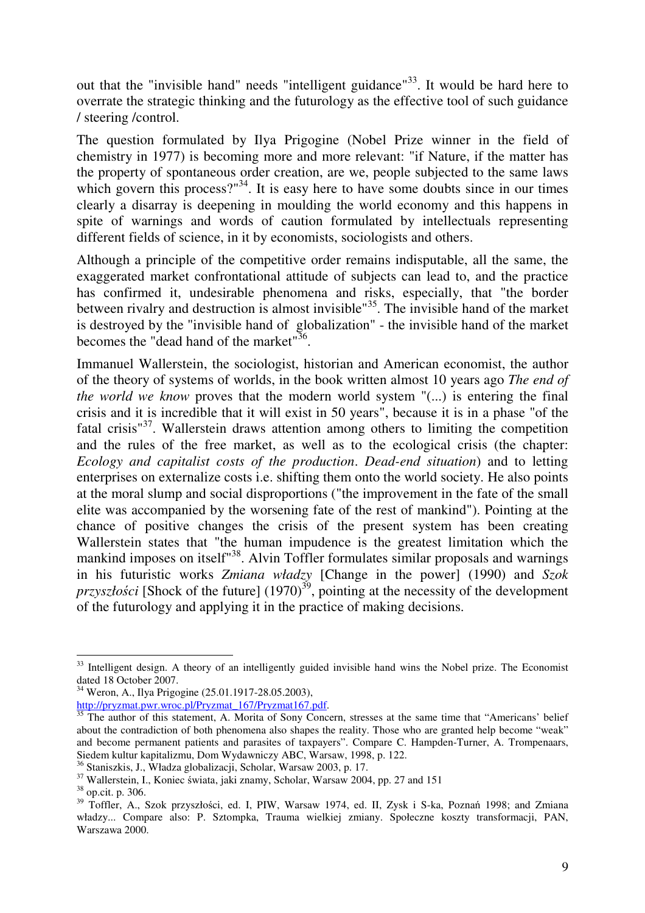out that the "invisible hand" needs "intelligent guidance"[33]. It would be hard here to overrate the strategic thinking and the futurology as the effective tool of such guidance / steering /control.

The question formulated by Ilya Prigogine (Nobel Prize winner in the field of chemistry in 1977) is becoming more and more relevant: "if Nature, if the matter has the property of spontaneous order creation, are we, people subjected to the same laws which govern this process?"[34]. It is easy here to have some doubts since in our times clearly a disarray is deepening in moulding the world economy and this happens in spite of warnings and words of caution formulated by intellectuals representing different fields of science, in it by economists, sociologists and others.

Although a principle of the competitive order remains indisputable, all the same, the exaggerated market confrontational attitude of subjects can lead to, and the practice has confirmed it, undesirable phenomena and risks, especially, that "the border between rivalry and destruction is almost invisible"[35]. The invisible hand of the market is destroyed by the "invisible hand of globalization" - the invisible hand of the market becomes the "dead hand of the market"[36].

Immanuel Wallerstein, the sociologist, historian and American economist, the author of the theory of systems of worlds, in the book written almost 10 years ago *The end of the world we know* proves that the modern world system "(...) is entering the final crisis and it is incredible that it will exist in 50 years", because it is in a phase "of the fatal crisis"[37]. Wallerstein draws attention among others to limiting the competition and the rules of the free market, as well as to the ecological crisis (the chapter: *Ecology and capitalist costs of the production. Dead-end situation*) and to letting enterprises on externalize costs i.e. shifting them onto the world society. He also points at the moral slump and social disproportions ("the improvement in the fate of the small elite was accompanied by the worsening fate of the rest of mankind"). Pointing at the chance of positive changes the crisis of the present system has been creating Wallerstein states that "the human impudence is the greatest limitation which the mankind imposes on itself"[38]. Alvin Toffler formulates similar proposals and warnings in his futuristic works *Zmiana władzy* [Change in the power] (1990) and *Szok przyszłości* [Shock of the future] (1970)[39], pointing at the necessity of the development of the futurology and applying it in the practice of making decisions.

---

[33] Intelligent design. A theory of an intelligently guided invisible hand wins the Nobel prize. The Economist dated 18 October 2007.

[34] Weron, A., Ilya Prigogine (25.01.1917-28.05.2003), http://pryzmat.pwr.wroc.pl/Pryzmat_167/Pryzmat167.pdf.

[35] The author of this statement, A. Morita of Sony Concern, stresses at the same time that "Americans' belief about the contradiction of both phenomena also shapes the reality. Those who are granted help become "weak" and become permanent patients and parasites of taxpayers". Compare C. Hampden-Turner, A. Trompenaars, Siedem kultur kapitalizmu, Dom Wydawniczy ABC, Warsaw, 1998, p. 122.

[36] Staniszkis, J., Władza globalizacji, Scholar, Warsaw 2003, p. 17.

[37] Wallerstein, I., Koniec świata, jaki znamy, Scholar, Warsaw 2004, pp. 27 and 151

[38] op.cit. p. 306.

[39] Toffler, A., Szok przyszłości, ed. I, PIW, Warsaw 1974, ed. II, Zysk i S-ka, Poznań 1998; and Zmiana władzy... Compare also: P. Sztompka, Trauma wielkiej zmiany. Społeczne koszty transformacji, PAN, Warszawa 2000.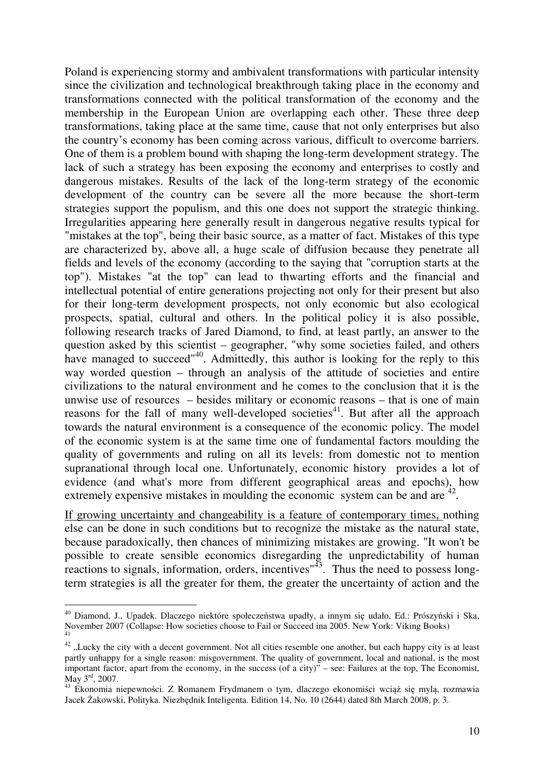Poland is experiencing stormy and ambivalent transformations with particular intensity since the civilization and technological breakthrough taking place in the economy and transformations connected with the political transformation of the economy and the membership in the European Union are overlapping each other. These three deep transformations, taking place at the same time, cause that not only enterprises but also the country's economy has been coming across various, difficult to overcome barriers. One of them is a problem bound with shaping the long-term development strategy. The lack of such a strategy has been exposing the economy and enterprises to costly and dangerous mistakes. Results of the lack of the long-term strategy of the economic development of the country can be severe all the more because the short-term strategies support the populism, and this one does not support the strategic thinking. Irregularities appearing here generally result in dangerous negative results typical for "mistakes at the top", being their basic source, as a matter of fact. Mistakes of this type are characterized by, above all, a huge scale of diffusion because they penetrate all fields and levels of the economy (according to the saying that "corruption starts at the top"). Mistakes "at the top" can lead to thwarting efforts and the financial and intellectual potential of entire generations projecting not only for their present but also for their long-term development prospects, not only economic but also ecological prospects, spatial, cultural and others. In the political policy it is also possible, following research tracks of Jared Diamond, to find, at least partly, an answer to the question asked by this scientist – geographer, "why some societies failed, and others have managed to succeed"[40]. Admittedly, this author is looking for the reply to this way worded question – through an analysis of the attitude of societies and entire civilizations to the natural environment and he comes to the conclusion that it is the unwise use of resources – besides military or economic reasons – that is one of main reasons for the fall of many well-developed societies[41]. But after all the approach towards the natural environment is a consequence of the economic policy. The model of the economic system is at the same time one of fundamental factors moulding the quality of governments and ruling on all its levels: from domestic not to mention supranational through local one. Unfortunately, economic history provides a lot of evidence (and what's more from different geographical areas and epochs), how extremely expensive mistakes in moulding the economic system can be and are [42].

<u>If growing uncertainty and changeability is a feature of contemporary times,</u> nothing else can be done in such conditions but to recognize the mistake as the natural state, because paradoxically, then chances of minimizing mistakes are growing. "It won't be possible to create sensible economics disregarding the unpredictability of human reactions to signals, information, orders, incentives"[43]. Thus the need to possess long-term strategies is all the greater for them, the greater the uncertainty of action and the

---

[40] Diamond, J., Upadek. Dlaczego niektóre społeczeństwa upadły, a innym się udało, Ed.: Prószyński i Ska, November 2007 (Collapse: How societies choose to Fail or Succeed ina 2005. New York: Viking Books)

[41]

[42] „Lucky the city with a decent government. Not all cities resemble one another, but each happy city is at least partly unhappy for a single reason: misgovernment. The quality of government, local and national, is the most important factor, apart from the economy, in the success (of a city)" – see: Failures at the top, The Economist, May 3rd, 2007.

[43] Ekonomia niepewności. Z Romanem Frydmanem o tym, dlaczego ekonomiści wciąż się mylą, rozmawia Jacek Żakowski, Polityka. Niezbędnik Inteligenta. Edition 14, No. 10 (2644) dated 8th March 2008, p. 3.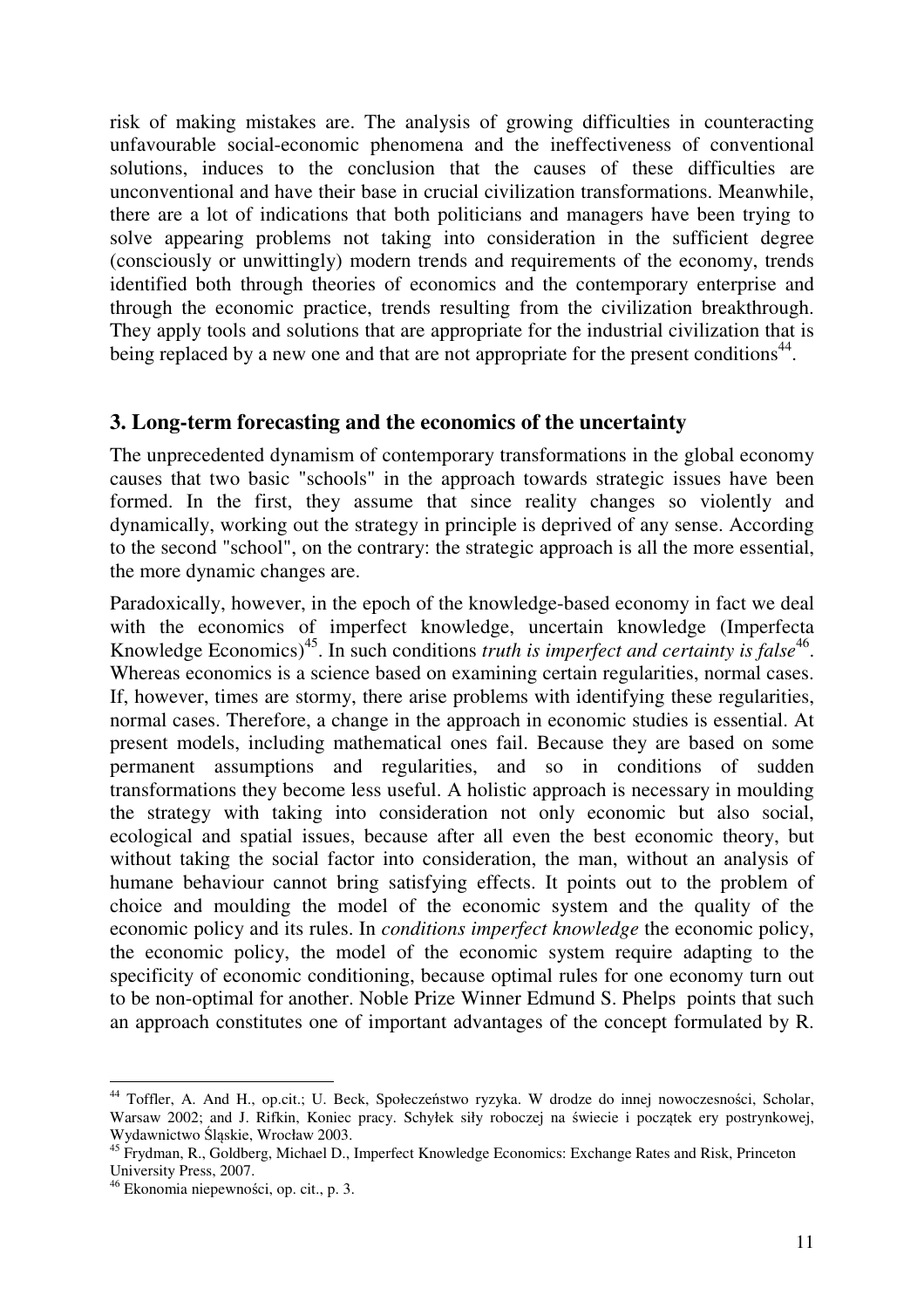risk of making mistakes are. The analysis of growing difficulties in counteracting unfavourable social-economic phenomena and the ineffectiveness of conventional solutions, induces to the conclusion that the causes of these difficulties are unconventional and have their base in crucial civilization transformations. Meanwhile, there are a lot of indications that both politicians and managers have been trying to solve appearing problems not taking into consideration in the sufficient degree (consciously or unwittingly) modern trends and requirements of the economy, trends identified both through theories of economics and the contemporary enterprise and through the economic practice, trends resulting from the civilization breakthrough. They apply tools and solutions that are appropriate for the industrial civilization that is being replaced by a new one and that are not appropriate for the present conditions[44].

## 3. Long-term forecasting and the economics of the uncertainty

The unprecedented dynamism of contemporary transformations in the global economy causes that two basic "schools" in the approach towards strategic issues have been formed. In the first, they assume that since reality changes so violently and dynamically, working out the strategy in principle is deprived of any sense. According to the second "school", on the contrary: the strategic approach is all the more essential, the more dynamic changes are.

Paradoxically, however, in the epoch of the knowledge-based economy in fact we deal with the economics of imperfect knowledge, uncertain knowledge (Imperfecta Knowledge Economics)[45]. In such conditions *truth is imperfect and certainty is false*[46]. Whereas economics is a science based on examining certain regularities, normal cases. If, however, times are stormy, there arise problems with identifying these regularities, normal cases. Therefore, a change in the approach in economic studies is essential. At present models, including mathematical ones fail. Because they are based on some permanent assumptions and regularities, and so in conditions of sudden transformations they become less useful. A holistic approach is necessary in moulding the strategy with taking into consideration not only economic but also social, ecological and spatial issues, because after all even the best economic theory, but without taking the social factor into consideration, the man, without an analysis of humane behaviour cannot bring satisfying effects. It points out to the problem of choice and moulding the model of the economic system and the quality of the economic policy and its rules. In *conditions imperfect knowledge* the economic policy, the economic policy, the model of the economic system require adapting to the specificity of economic conditioning, because optimal rules for one economy turn out to be non-optimal for another. Noble Prize Winner Edmund S. Phelps points that such an approach constitutes one of important advantages of the concept formulated by R.

---

[44] Toffler, A. And H., op.cit.; U. Beck, Społeczeństwo ryzyka. W drodze do innej nowoczesności, Scholar, Warsaw 2002; and J. Rifkin, Koniec pracy. Schyłek siły roboczej na świecie i początek ery postrynkowej, Wydawnictwo Śląskie, Wrocław 2003.

[45] Frydman, R., Goldberg, Michael D., Imperfect Knowledge Economics: Exchange Rates and Risk, Princeton University Press, 2007.

[46] Ekonomia niepewności, op. cit., p. 3.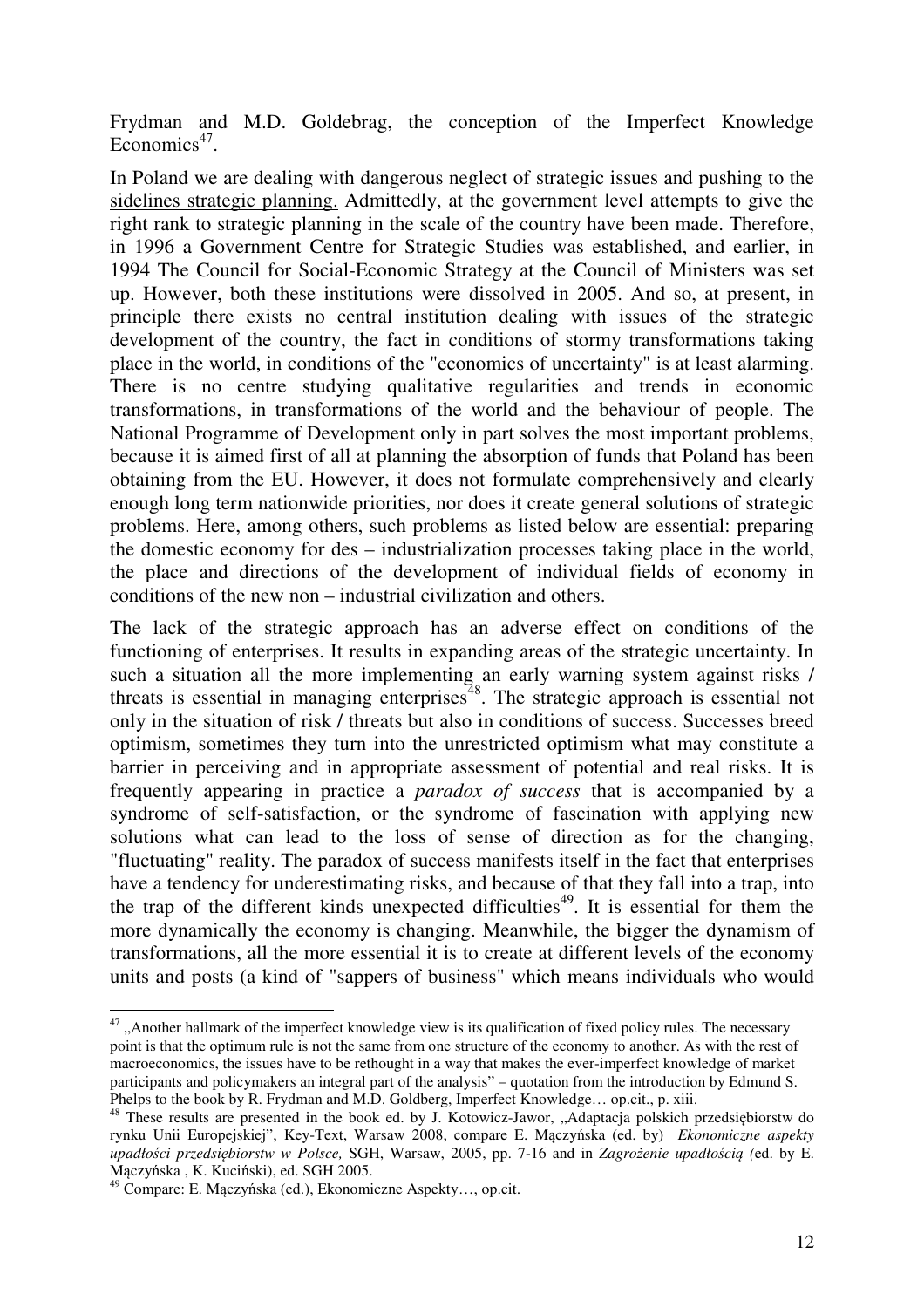Frydman and M.D. Goldebrag, the conception of the Imperfect Knowledge Economics[47].

In Poland we are dealing with dangerous neglect of strategic issues and pushing to the sidelines strategic planning. Admittedly, at the government level attempts to give the right rank to strategic planning in the scale of the country have been made. Therefore, in 1996 a Government Centre for Strategic Studies was established, and earlier, in 1994 The Council for Social-Economic Strategy at the Council of Ministers was set up. However, both these institutions were dissolved in 2005. And so, at present, in principle there exists no central institution dealing with issues of the strategic development of the country, the fact in conditions of stormy transformations taking place in the world, in conditions of the "economics of uncertainty" is at least alarming. There is no centre studying qualitative regularities and trends in economic transformations, in transformations of the world and the behaviour of people. The National Programme of Development only in part solves the most important problems, because it is aimed first of all at planning the absorption of funds that Poland has been obtaining from the EU. However, it does not formulate comprehensively and clearly enough long term nationwide priorities, nor does it create general solutions of strategic problems. Here, among others, such problems as listed below are essential: preparing the domestic economy for des – industrialization processes taking place in the world, the place and directions of the development of individual fields of economy in conditions of the new non – industrial civilization and others.

The lack of the strategic approach has an adverse effect on conditions of the functioning of enterprises. It results in expanding areas of the strategic uncertainty. In such a situation all the more implementing an early warning system against risks / threats is essential in managing enterprises[48]. The strategic approach is essential not only in the situation of risk / threats but also in conditions of success. Successes breed optimism, sometimes they turn into the unrestricted optimism what may constitute a barrier in perceiving and in appropriate assessment of potential and real risks. It is frequently appearing in practice a *paradox of success* that is accompanied by a syndrome of self-satisfaction, or the syndrome of fascination with applying new solutions what can lead to the loss of sense of direction as for the changing, "fluctuating" reality. The paradox of success manifests itself in the fact that enterprises have a tendency for underestimating risks, and because of that they fall into a trap, into the trap of the different kinds unexpected difficulties[49]. It is essential for them the more dynamically the economy is changing. Meanwhile, the bigger the dynamism of transformations, all the more essential it is to create at different levels of the economy units and posts (a kind of "sappers of business" which means individuals who would

---

[47] „Another hallmark of the imperfect knowledge view is its qualification of fixed policy rules. The necessary point is that the optimum rule is not the same from one structure of the economy to another. As with the rest of macroeconomics, the issues have to be rethought in a way that makes the ever-imperfect knowledge of market participants and policymakers an integral part of the analysis" – quotation from the introduction by Edmund S. Phelps to the book by R. Frydman and M.D. Goldberg, Imperfect Knowledge… op.cit., p. xiii.

[48] These results are presented in the book ed. by J. Kotowicz-Jawor, „Adaptacja polskich przedsiębiorstw do rynku Unii Europejskiej", Key-Text, Warsaw 2008, compare E. Mączyńska (ed. by) *Ekonomiczne aspekty upadłości przedsiębiorstw w Polsce,* SGH, Warsaw, 2005, pp. 7-16 and in *Zagrożenie upadłością (*ed. by E. Mączyńska , K. Kuciński), ed. SGH 2005.

[49] Compare: E. Mączyńska (ed.), Ekonomiczne Aspekty…, op.cit.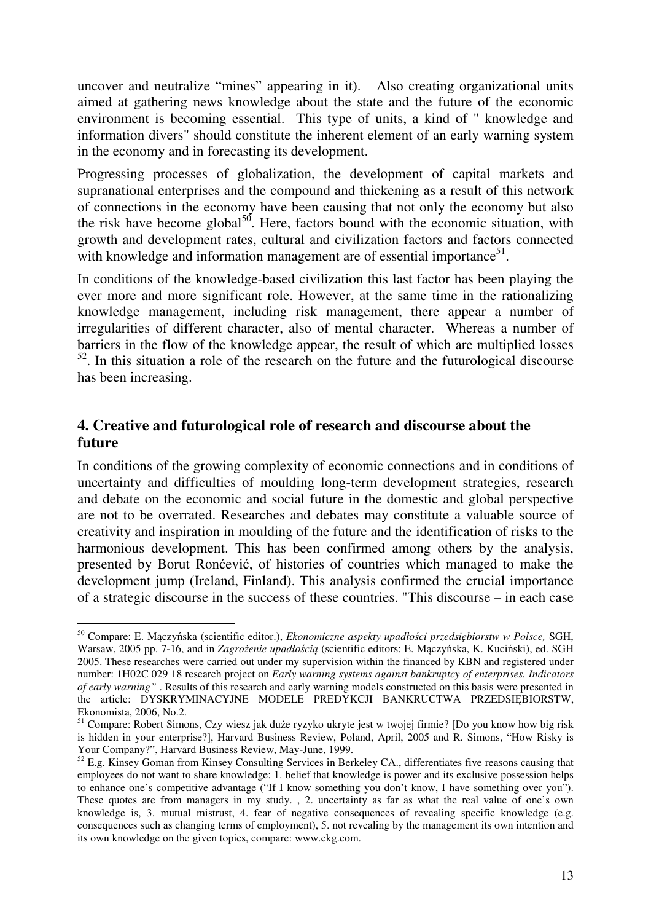uncover and neutralize "mines" appearing in it). Also creating organizational units aimed at gathering news knowledge about the state and the future of the economic environment is becoming essential. This type of units, a kind of " knowledge and information divers" should constitute the inherent element of an early warning system in the economy and in forecasting its development.

Progressing processes of globalization, the development of capital markets and supranational enterprises and the compound and thickening as a result of this network of connections in the economy have been causing that not only the economy but also the risk have become global[50]. Here, factors bound with the economic situation, with growth and development rates, cultural and civilization factors and factors connected with knowledge and information management are of essential importance[51].

In conditions of the knowledge-based civilization this last factor has been playing the ever more and more significant role. However, at the same time in the rationalizing knowledge management, including risk management, there appear a number of irregularities of different character, also of mental character. Whereas a number of barriers in the flow of the knowledge appear, the result of which are multiplied losses [52]. In this situation a role of the research on the future and the futurological discourse has been increasing.

## 4. Creative and futurological role of research and discourse about the future

In conditions of the growing complexity of economic connections and in conditions of uncertainty and difficulties of moulding long-term development strategies, research and debate on the economic and social future in the domestic and global perspective are not to be overrated. Researches and debates may constitute a valuable source of creativity and inspiration in moulding of the future and the identification of risks to the harmonious development. This has been confirmed among others by the analysis, presented by Borut Rońcević, of histories of countries which managed to make the development jump (Ireland, Finland). This analysis confirmed the crucial importance of a strategic discourse in the success of these countries. "This discourse – in each case

---

[50] Compare: E. Mączyńska (scientific editor.), *Ekonomiczne aspekty upadłości przedsiębiorstw w Polsce,* SGH, Warsaw, 2005 pp. 7-16, and in *Zagrożenie upadłością* (scientific editors: E. Mączyńska, K. Kuciński), ed. SGH 2005. These researches were carried out under my supervision within the financed by KBN and registered under number: 1H02C 029 18 research project on *Early warning systems against bankruptcy of enterprises. Indicators of early warning"* . Results of this research and early warning models constructed on this basis were presented in the article: DYSKRYMINACYJNE MODELE PREDYKCJI BANKRUCTWA PRZEDSIĘBIORSTW, Ekonomista, 2006, No.2.

[51] Compare: Robert Simons, Czy wiesz jak duże ryzyko ukryte jest w twojej firmie? [Do you know how big risk is hidden in your enterprise?], Harvard Business Review, Poland, April, 2005 and R. Simons, "How Risky is Your Company?", Harvard Business Review, May-June, 1999.

[52] E.g. Kinsey Goman from Kinsey Consulting Services in Berkeley CA., differentiates five reasons causing that employees do not want to share knowledge: 1. belief that knowledge is power and its exclusive possession helps to enhance one's competitive advantage ("If I know something you don't know, I have something over you"). These quotes are from managers in my study. , 2. uncertainty as far as what the real value of one's own knowledge is, 3. mutual mistrust, 4. fear of negative consequences of revealing specific knowledge (e.g. consequences such as changing terms of employment), 5. not revealing by the management its own intention and its own knowledge on the given topics, compare: www.ckg.com.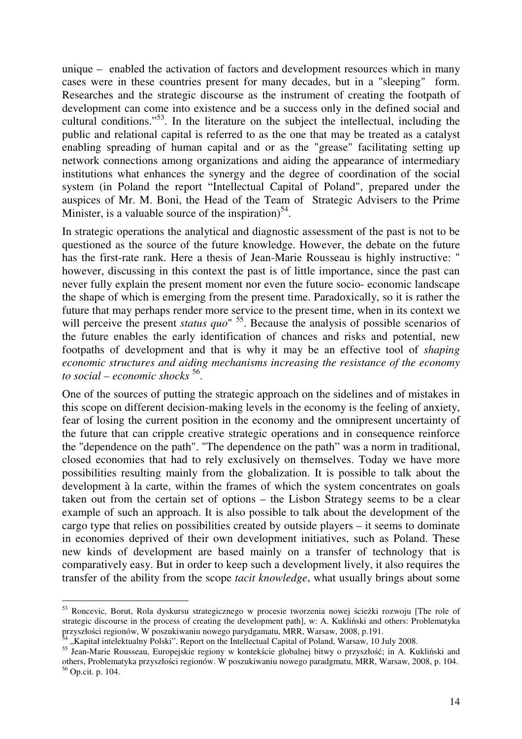unique – enabled the activation of factors and development resources which in many cases were in these countries present for many decades, but in a "sleeping" form. Researches and the strategic discourse as the instrument of creating the footpath of development can come into existence and be a success only in the defined social and cultural conditions."[53]. In the literature on the subject the intellectual, including the public and relational capital is referred to as the one that may be treated as a catalyst enabling spreading of human capital and or as the "grease" facilitating setting up network connections among organizations and aiding the appearance of intermediary institutions what enhances the synergy and the degree of coordination of the social system (in Poland the report "Intellectual Capital of Poland", prepared under the auspices of Mr. M. Boni, the Head of the Team of Strategic Advisers to the Prime Minister, is a valuable source of the inspiration)[54].

In strategic operations the analytical and diagnostic assessment of the past is not to be questioned as the source of the future knowledge. However, the debate on the future has the first-rate rank. Here a thesis of Jean-Marie Rousseau is highly instructive: " however, discussing in this context the past is of little importance, since the past can never fully explain the present moment nor even the future socio- economic landscape the shape of which is emerging from the present time. Paradoxically, so it is rather the future that may perhaps render more service to the present time, when in its context we will perceive the present *status quo*" [55]. Because the analysis of possible scenarios of the future enables the early identification of chances and risks and potential, new footpaths of development and that is why it may be an effective tool of *shaping economic structures and aiding mechanisms increasing the resistance of the economy to social – economic shocks* [56].

One of the sources of putting the strategic approach on the sidelines and of mistakes in this scope on different decision-making levels in the economy is the feeling of anxiety, fear of losing the current position in the economy and the omnipresent uncertainty of the future that can cripple creative strategic operations and in consequence reinforce the "dependence on the path". "The dependence on the path" was a norm in traditional, closed economies that had to rely exclusively on themselves. Today we have more possibilities resulting mainly from the globalization. It is possible to talk about the development à la carte, within the frames of which the system concentrates on goals taken out from the certain set of options – the Lisbon Strategy seems to be a clear example of such an approach. It is also possible to talk about the development of the cargo type that relies on possibilities created by outside players – it seems to dominate in economies deprived of their own development initiatives, such as Poland. These new kinds of development are based mainly on a transfer of technology that is comparatively easy. But in order to keep such a development lively, it also requires the transfer of the ability from the scope *tacit knowledge*, what usually brings about some

---

[53] Roncevic, Borut, Rola dyskursu strategicznego w procesie tworzenia nowej ścieżki rozwoju [The role of strategic discourse in the process of creating the development path], w: A. Kukliński and others: Problematyka przyszłości regionów, W poszukiwaniu nowego parydgamatu, MRR, Warsaw, 2008, p.191.

[54] „Kapitał intelektualny Polski". Report on the Intellectual Capital of Poland, Warsaw, 10 July 2008.

[55] Jean-Marie Rousseau, Europejskie regiony w kontekście globalnej bitwy o przyszłość; in A. Kukliński and others, Problematyka przyszłości regionów. W poszukiwaniu nowego paradgmatu, MRR, Warsaw, 2008, p. 104.

[56] Op.cit. p. 104.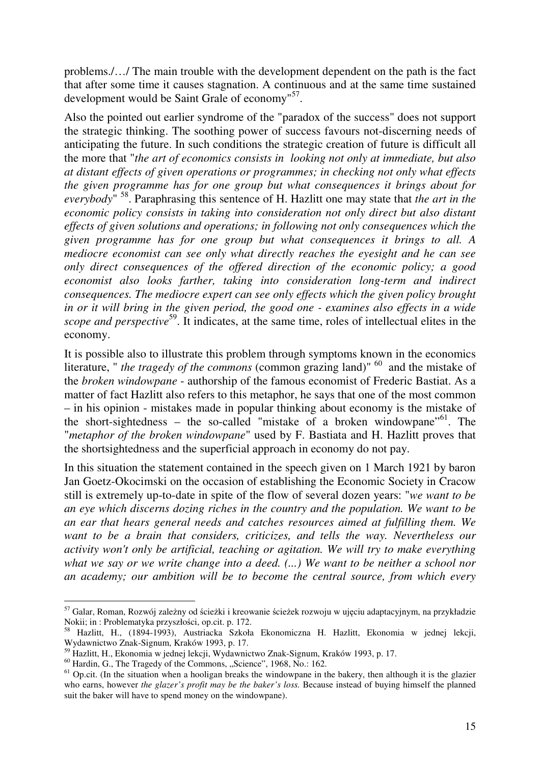problems./…/ The main trouble with the development dependent on the path is the fact that after some time it causes stagnation. A continuous and at the same time sustained development would be Saint Grale of economy"[57].

Also the pointed out earlier syndrome of the "paradox of the success" does not support the strategic thinking. The soothing power of success favours not-discerning needs of anticipating the future. In such conditions the strategic creation of future is difficult all the more that "*the art of economics consists in looking not only at immediate, but also at distant effects of given operations or programmes; in checking not only what effects the given programme has for one group but what consequences it brings about for everybody*" [58]. Paraphrasing this sentence of H. Hazlitt one may state that *the art in the economic policy consists in taking into consideration not only direct but also distant effects of given solutions and operations; in following not only consequences which the given programme has for one group but what consequences it brings to all. A mediocre economist can see only what directly reaches the eyesight and he can see only direct consequences of the offered direction of the economic policy; a good economist also looks farther, taking into consideration long-term and indirect consequences. The mediocre expert can see only effects which the given policy brought in or it will bring in the given period, the good one - examines also effects in a wide scope and perspective*[59]. It indicates, at the same time, roles of intellectual elites in the economy.

It is possible also to illustrate this problem through symptoms known in the economics literature, " *the tragedy of the commons* (common grazing land)" [60] and the mistake of the *broken windowpane* - authorship of the famous economist of Frederic Bastiat. As a matter of fact Hazlitt also refers to this metaphor, he says that one of the most common – in his opinion - mistakes made in popular thinking about economy is the mistake of the short-sightedness – the so-called "mistake of a broken windowpane"[61]. The "*metaphor of the broken windowpane*" used by F. Bastiata and H. Hazlitt proves that the shortsightedness and the superficial approach in economy do not pay.

In this situation the statement contained in the speech given on 1 March 1921 by baron Jan Goetz-Okocimski on the occasion of establishing the Economic Society in Cracow still is extremely up-to-date in spite of the flow of several dozen years: "*we want to be an eye which discerns dozing riches in the country and the population. We want to be an ear that hears general needs and catches resources aimed at fulfilling them. We want to be a brain that considers, criticizes, and tells the way. Nevertheless our activity won't only be artificial, teaching or agitation. We will try to make everything what we say or we write change into a deed. (...) We want to be neither a school nor an academy; our ambition will be to become the central source, from which every*

---

[57] Galar, Roman, Rozwój zależny od ścieżki i kreowanie ścieżek rozwoju w ujęciu adaptacyjnym, na przykładzie Nokii; in : Problematyka przyszłości, op.cit. p. 172.

[58] Hazlitt, H., (1894-1993), Austriacka Szkoła Ekonomiczna H. Hazlitt, Ekonomia w jednej lekcji, Wydawnictwo Znak-Signum, Kraków 1993, p. 17.

[59] Hazlitt, H., Ekonomia w jednej lekcji, Wydawnictwo Znak-Signum, Kraków 1993, p. 17.

[60] Hardin, G., The Tragedy of the Commons, „Science", 1968, No.: 162.

[61] Op.cit. (In the situation when a hooligan breaks the windowpane in the bakery, then although it is the glazier who earns, however *the glazer's profit may be the baker's loss.* Because instead of buying himself the planned suit the baker will have to spend money on the windowpane).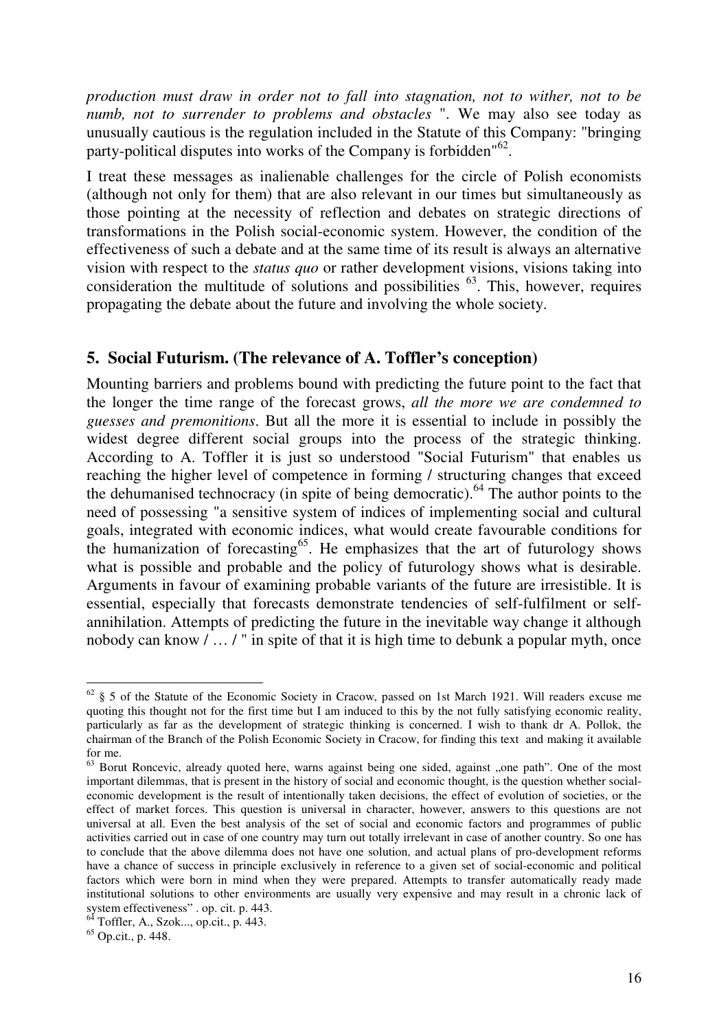*production must draw in order not to fall into stagnation, not to wither, not to be numb, not to surrender to problems and obstacles* ". We may also see today as unusually cautious is the regulation included in the Statute of this Company: "bringing party-political disputes into works of the Company is forbidden"[62].

I treat these messages as inalienable challenges for the circle of Polish economists (although not only for them) that are also relevant in our times but simultaneously as those pointing at the necessity of reflection and debates on strategic directions of transformations in the Polish social-economic system. However, the condition of the effectiveness of such a debate and at the same time of its result is always an alternative vision with respect to the *status quo* or rather development visions, visions taking into consideration the multitude of solutions and possibilities [63]. This, however, requires propagating the debate about the future and involving the whole society.

## 5. Social Futurism. (The relevance of A. Toffler's conception)

Mounting barriers and problems bound with predicting the future point to the fact that the longer the time range of the forecast grows, *all the more we are condemned to guesses and premonitions*. But all the more it is essential to include in possibly the widest degree different social groups into the process of the strategic thinking. According to A. Toffler it is just so understood "Social Futurism" that enables us reaching the higher level of competence in forming / structuring changes that exceed the dehumanised technocracy (in spite of being democratic).[64] The author points to the need of possessing "a sensitive system of indices of implementing social and cultural goals, integrated with economic indices, what would create favourable conditions for the humanization of forecasting[65]. He emphasizes that the art of futurology shows what is possible and probable and the policy of futurology shows what is desirable. Arguments in favour of examining probable variants of the future are irresistible. It is essential, especially that forecasts demonstrate tendencies of self-fulfilment or self-annihilation. Attempts of predicting the future in the inevitable way change it although nobody can know / … / " in spite of that it is high time to debunk a popular myth, once

---

[62] § 5 of the Statute of the Economic Society in Cracow, passed on 1st March 1921. Will readers excuse me quoting this thought not for the first time but I am induced to this by the not fully satisfying economic reality, particularly as far as the development of strategic thinking is concerned. I wish to thank dr A. Pollok, the chairman of the Branch of the Polish Economic Society in Cracow, for finding this text and making it available for me.

[63] Borut Roncevic, already quoted here, warns against being one sided, against „one path". One of the most important dilemmas, that is present in the history of social and economic thought, is the question whether social-economic development is the result of intentionally taken decisions, the effect of evolution of societies, or the effect of market forces. This question is universal in character, however, answers to this questions are not universal at all. Even the best analysis of the set of social and economic factors and programmes of public activities carried out in case of one country may turn out totally irrelevant in case of another country. So one has to conclude that the above dilemma does not have one solution, and actual plans of pro-development reforms have a chance of success in principle exclusively in reference to a given set of social-economic and political factors which were born in mind when they were prepared. Attempts to transfer automatically ready made institutional solutions to other environments are usually very expensive and may result in a chronic lack of system effectiveness" . op. cit. p. 443.

[64] Toffler, A., Szok..., op.cit., p. 443.

[65] Op.cit., p. 448.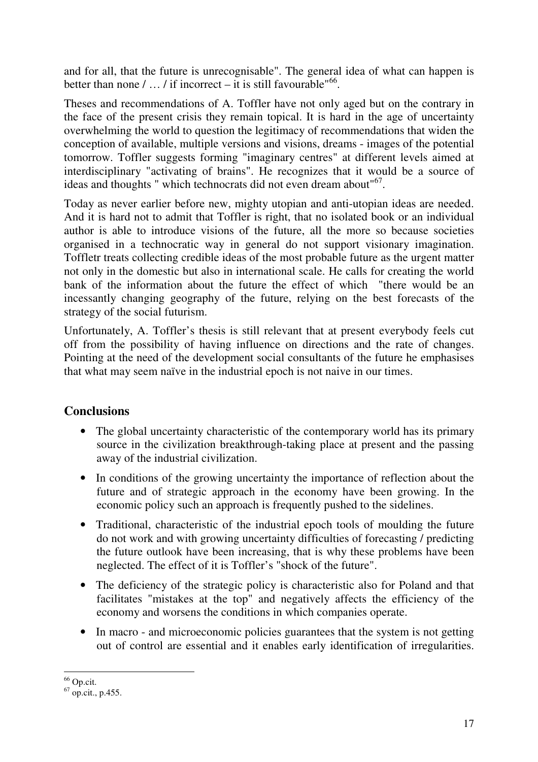and for all, that the future is unrecognisable". The general idea of what can happen is better than none / … / if incorrect – it is still favourable"[66].

Theses and recommendations of A. Toffler have not only aged but on the contrary in the face of the present crisis they remain topical. It is hard in the age of uncertainty overwhelming the world to question the legitimacy of recommendations that widen the conception of available, multiple versions and visions, dreams - images of the potential tomorrow. Toffler suggests forming "imaginary centres" at different levels aimed at interdisciplinary "activating of brains". He recognizes that it would be a source of ideas and thoughts " which technocrats did not even dream about"[67].

Today as never earlier before new, mighty utopian and anti-utopian ideas are needed. And it is hard not to admit that Toffler is right, that no isolated book or an individual author is able to introduce visions of the future, all the more so because societies organised in a technocratic way in general do not support visionary imagination. Toffletr treats collecting credible ideas of the most probable future as the urgent matter not only in the domestic but also in international scale. He calls for creating the world bank of the information about the future the effect of which "there would be an incessantly changing geography of the future, relying on the best forecasts of the strategy of the social futurism.

Unfortunately, A. Toffler's thesis is still relevant that at present everybody feels cut off from the possibility of having influence on directions and the rate of changes. Pointing at the need of the development social consultants of the future he emphasises that what may seem naïve in the industrial epoch is not naive in our times.

## Conclusions

- The global uncertainty characteristic of the contemporary world has its primary source in the civilization breakthrough-taking place at present and the passing away of the industrial civilization.
- In conditions of the growing uncertainty the importance of reflection about the future and of strategic approach in the economy have been growing. In the economic policy such an approach is frequently pushed to the sidelines.
- Traditional, characteristic of the industrial epoch tools of moulding the future do not work and with growing uncertainty difficulties of forecasting / predicting the future outlook have been increasing, that is why these problems have been neglected. The effect of it is Toffler's "shock of the future".
- The deficiency of the strategic policy is characteristic also for Poland and that facilitates "mistakes at the top" and negatively affects the efficiency of the economy and worsens the conditions in which companies operate.
- In macro - and microeconomic policies guarantees that the system is not getting out of control are essential and it enables early identification of irregularities.

[66] Op.cit.
[67] op.cit., p.455.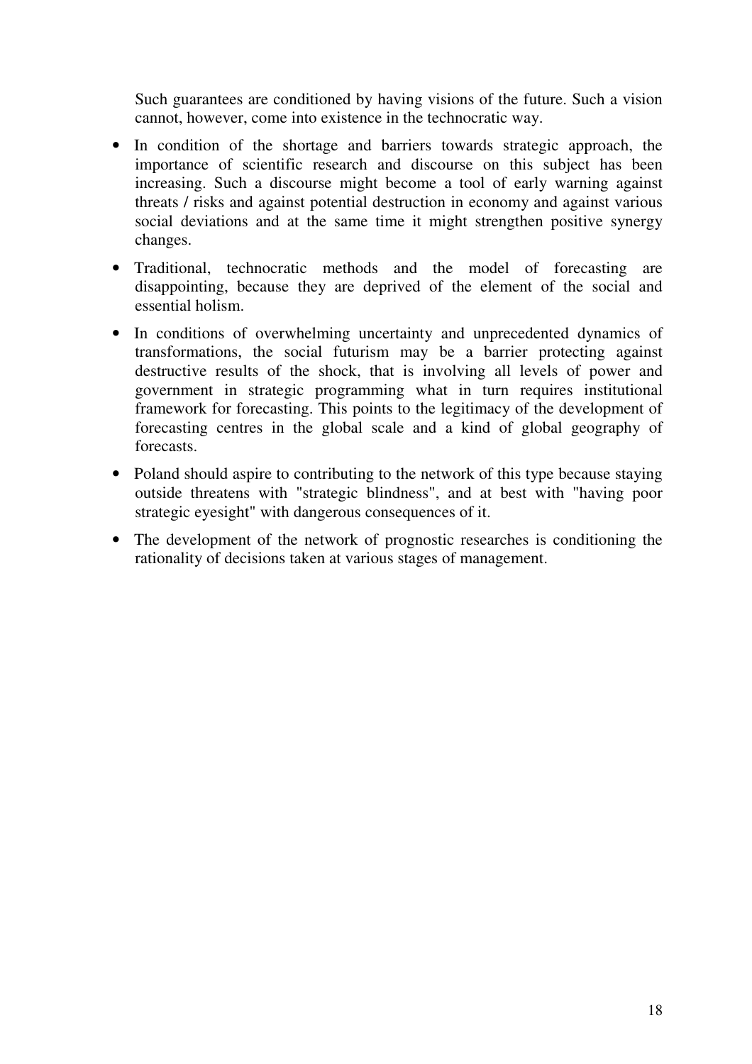Such guarantees are conditioned by having visions of the future. Such a vision cannot, however, come into existence in the technocratic way.

- In condition of the shortage and barriers towards strategic approach, the importance of scientific research and discourse on this subject has been increasing. Such a discourse might become a tool of early warning against threats / risks and against potential destruction in economy and against various social deviations and at the same time it might strengthen positive synergy changes.
- Traditional, technocratic methods and the model of forecasting are disappointing, because they are deprived of the element of the social and essential holism.
- In conditions of overwhelming uncertainty and unprecedented dynamics of transformations, the social futurism may be a barrier protecting against destructive results of the shock, that is involving all levels of power and government in strategic programming what in turn requires institutional framework for forecasting. This points to the legitimacy of the development of forecasting centres in the global scale and a kind of global geography of forecasts.
- Poland should aspire to contributing to the network of this type because staying outside threatens with "strategic blindness", and at best with "having poor strategic eyesight" with dangerous consequences of it.
- The development of the network of prognostic researches is conditioning the rationality of decisions taken at various stages of management.